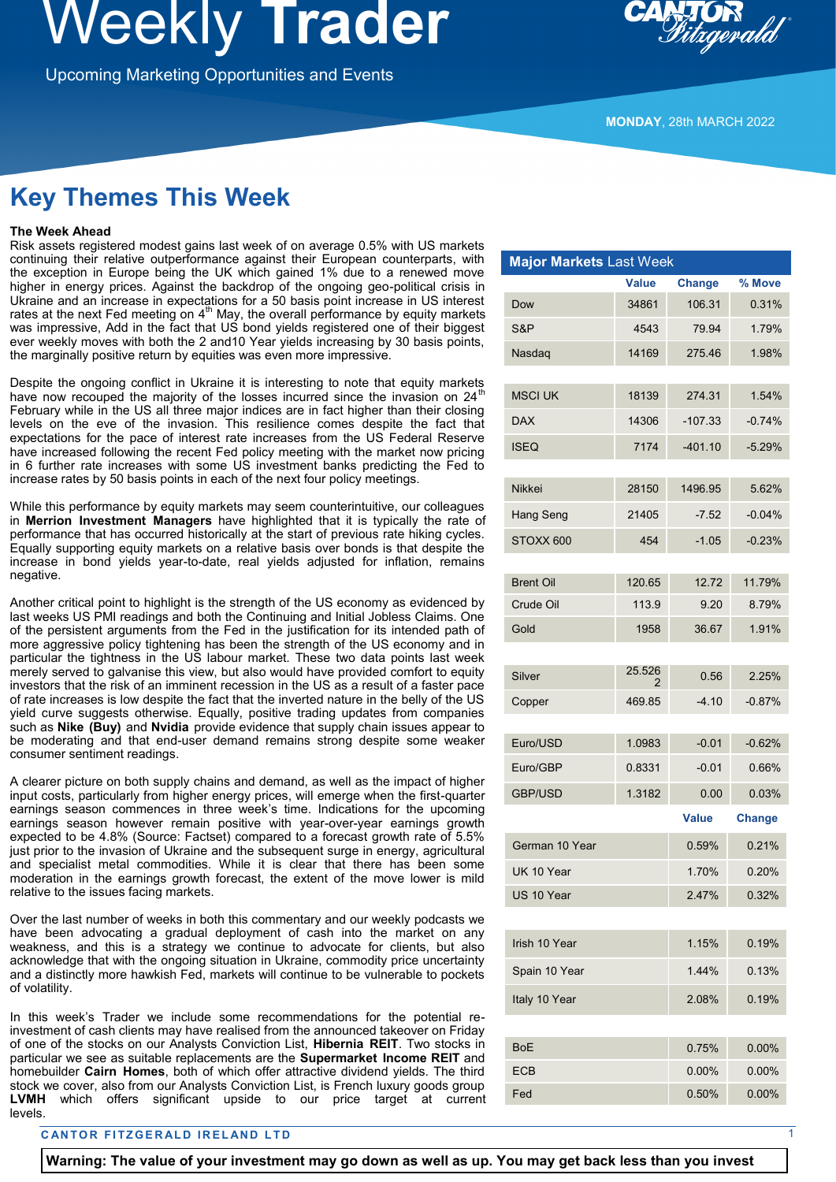# Weekly Trader

Upcoming Marketing Opportunities and Events

**MONDAY**, 28th MARCH 2022

## Key Themes This Week

**The Week Ahead**

Risk assets registered modest gains last week of on average 0.5% with US markets continuing their relative outperformance against their European counterparts, with the exception in Europe being the UK which gained 1% due to a renewed move higher in energy prices. Against the backdrop of the ongoing geo-political crisis in Ukraine and an increase in expectations for a 50 basis point increase in US interest rates at the next Fed meeting on 4th May, the overall performance by equity markets was impressive, Add in the fact that US bond yields registered one of their biggest ever weekly moves with both the 2 and10 Year yields increasing by 30 basis points, the marginally positive return by equities was even more impressive.

Despite the ongoing conflict in Ukraine it is interesting to note that equity markets have now recouped the majority of the losses incurred since the invasion on 24th February while in the US all three major indices are in fact higher than their closing levels on the eve of the invasion. This resilience comes despite the fact that expectations for the pace of interest rate increases from the US Federal Reserve have increased following the recent Fed policy meeting with the market now pricing in 6 further rate increases with some US investment banks predicting the Fed to increase rates by 50 basis points in each of the next four policy meetings.

While this performance by equity markets may seem counterintuitive, our colleagues in **Merrion Investment Managers** have highlighted that it is typically the rate of performance that has occurred historically at the start of previous rate hiking cycles. Equally supporting equity markets on a relative basis over bonds is that despite the increase in bond yields year-to-date, real yields adjusted for inflation, remains negative.

Another critical point to highlight is the strength of the US economy as evidenced by last weeks US PMI readings and both the Continuing and Initial Jobless Claims. One of the persistent arguments from the Fed in the justification for its intended path of more aggressive policy tightening has been the strength of the US economy and in particular the tightness in the US labour market. These two data points last week merely served to galvanise this view, but also would have provided comfort to equity investors that the risk of an imminent recession in the US as a result of a faster pace of rate increases is low despite the fact that the inverted nature in the belly of the US yield curve suggests otherwise. Equally, positive trading updates from companies such as **Nike (Buy)** and **Nvidia** provide evidence that supply chain issues appear to be moderating and that end-user demand remains strong despite some weaker consumer sentiment readings.

A clearer picture on both supply chains and demand, as well as the impact of higher input costs, particularly from higher energy prices, will emerge when the first-quarter earnings season commences in three week's time. Indications for the upcoming earnings season however remain positive with year-over-year earnings growth expected to be 4.8% (Source: Factset) compared to a forecast growth rate of 5.5% just prior to the invasion of Ukraine and the subsequent surge in energy, agricultural and specialist metal commodities. While it is clear that there has been some moderation in the earnings growth forecast, the extent of the move lower is mild relative to the issues facing markets.

Over the last number of weeks in both this commentary and our weekly podcasts we have been advocating a gradual deployment of cash into the market on any weakness, and this is a strategy we continue to advocate for clients, but also acknowledge that with the ongoing situation in Ukraine, commodity price uncertainty and a distinctly more hawkish Fed, markets will continue to be vulnerable to pockets of volatility.

In this week's Trader we include some recommendations for the potential re-investment of cash clients may have realised from the announced takeover on Friday of one of the stocks on our Analysts Conviction List, **Hibernia REIT**. Two stocks in particular we see as suitable replacements are the **Supermarket Income REIT** and homebuilder **Cairn Homes**, both of which offer attractive dividend yields. The third stock we cover, also from our Analysts Conviction List, is French luxury goods group **LVMH** which offers significant upside to our price target at current levels.

**Major Markets Last Week**

| | Value | Change | % Move |
|---|---|---|---|
| Dow | 34861 | 106.31 | 0.31% |
| S&P | 4543 | 79.94 | 1.79% |
| Nasdaq | 14169 | 275.46 | 1.98% |
| MSCI UK | 18139 | 274.31 | 1.54% |
| DAX | 14306 | -107.33 | -0.74% |
| ISEQ | 7174 | -401.10 | -5.29% |
| Nikkei | 28150 | 1496.95 | 5.62% |
| Hang Seng | 21405 | -7.52 | -0.04% |
| STOXX 600 | 454 | -1.05 | -0.23% |
| Brent Oil | 120.65 | 12.72 | 11.79% |
| Crude Oil | 113.9 | 9.20 | 8.79% |
| Gold | 1958 | 36.67 | 1.91% |
| Silver | 25.5262 | 0.56 | 2.25% |
| Copper | 469.85 | -4.10 | -0.87% |
| Euro/USD | 1.0983 | -0.01 | -0.62% |
| Euro/GBP | 0.8331 | -0.01 | 0.66% |
| GBP/USD | 1.3182 | 0.00 | 0.03% |

| | Value | Change |
|---|---|---|
| German 10 Year | 0.59% | 0.21% |
| UK 10 Year | 1.70% | 0.20% |
| US 10 Year | 2.47% | 0.32% |
| Irish 10 Year | 1.15% | 0.19% |
| Spain 10 Year | 1.44% | 0.13% |
| Italy 10 Year | 2.08% | 0.19% |
| BoE | 0.75% | 0.00% |
| ECB | 0.00% | 0.00% |
| Fed | 0.50% | 0.00% |

**Warning: The value of your investment may go down as well as up. You may get back less than you invest**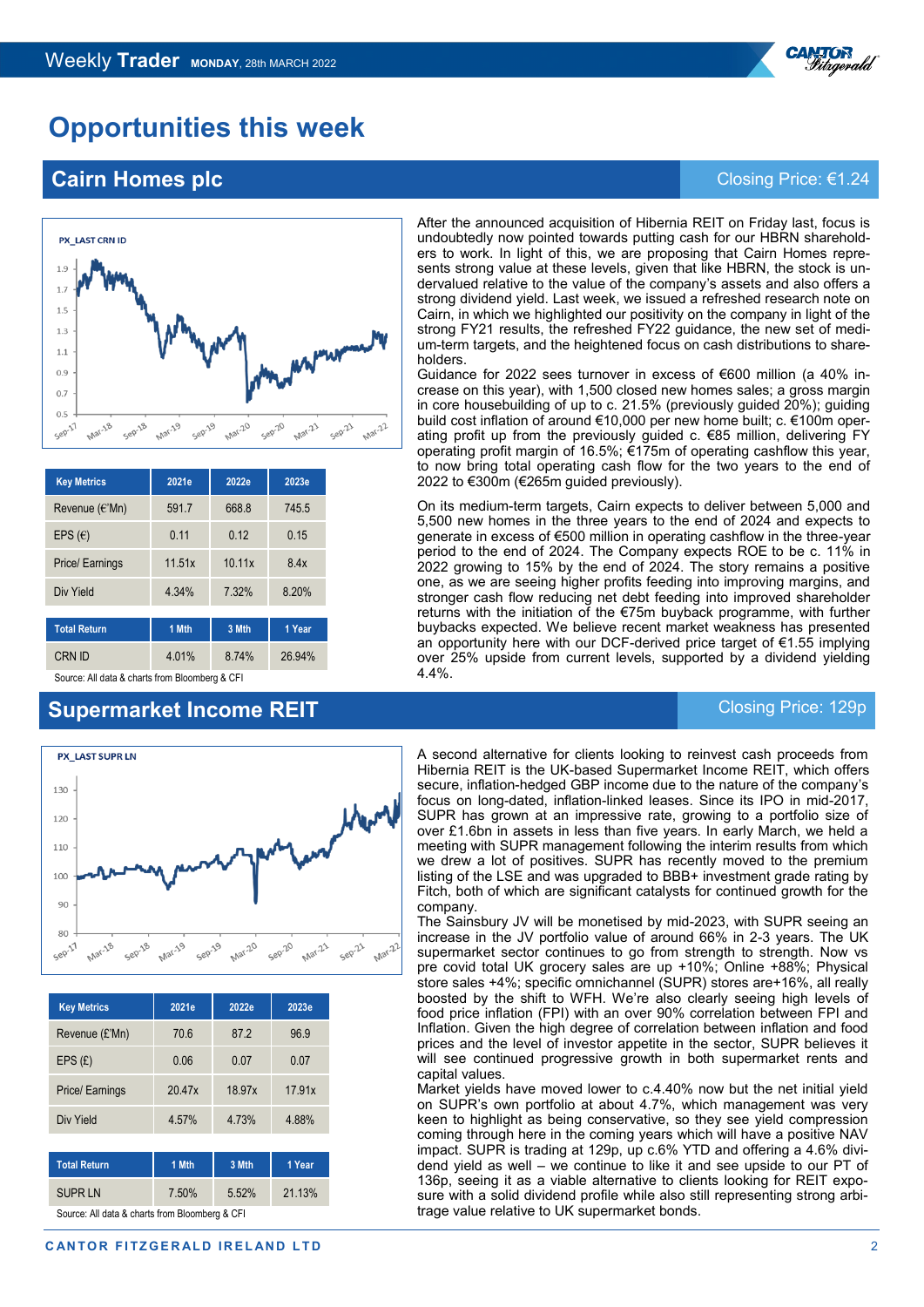# Opportunities this week

## Cairn Homes plc

Closing Price: €1.24

PX_LAST CRN ID

| Key Metrics | 2021e | 2022e | 2023e |
|---|---|---|---|
| Revenue (€'Mn) | 591.7 | 668.8 | 745.5 |
| EPS (€) | 0.11 | 0.12 | 0.15 |
| Price/ Earnings | 11.51x | 10.11x | 8.4x |
| Div Yield | 4.34% | 7.32% | 8.20% |

| Total Return | 1 Mth | 3 Mth | 1 Year |
|---|---|---|---|
| CRN ID | 4.01% | 8.74% | 26.94% |

Source: All data & charts from Bloomberg & CFI

After the announced acquisition of Hibernia REIT on Friday last, focus is undoubtedly now pointed towards putting cash for our HBRN shareholders to work. In light of this, we are proposing that Cairn Homes represents strong value at these levels, given that like HBRN, the stock is undervalued relative to the value of the company's assets and also offers a strong dividend yield. Last week, we issued a refreshed research note on Cairn, in which we highlighted our positivity on the company in light of the strong FY21 results, the refreshed FY22 guidance, the new set of medium-term targets, and the heightened focus on cash distributions to shareholders.

Guidance for 2022 sees turnover in excess of €600 million (a 40% increase on this year), with 1,500 closed new homes sales; a gross margin in core housebuilding of up to c. 21.5% (previously guided 20%); guiding build cost inflation of around €10,000 per new home built; c. €100m operating profit up from the previously guided c. €85 million, delivering FY operating profit margin of 16.5%; €175m of operating cashflow this year, to now bring total operating cash flow for the two years to the end of 2022 to €300m (€265m guided previously).

On its medium-term targets, Cairn expects to deliver between 5,000 and 5,500 new homes in the three years to the end of 2024 and expects to generate in excess of €500 million in operating cashflow in the three-year period to the end of 2024. The Company expects ROE to be c. 11% in 2022 growing to 15% by the end of 2024. The story remains a positive one, as we are seeing higher profits feeding into improving margins, and stronger cash flow reducing net debt feeding into improved shareholder returns with the initiation of the €75m buyback programme, with further buybacks expected. We believe recent market weakness has presented an opportunity here with our DCF-derived price target of €1.55 implying over 25% upside from current levels, supported by a dividend yielding 4.4%.

## Supermarket Income REIT

Closing Price: 129p

PX_LAST SUPR LN

| Key Metrics | 2021e | 2022e | 2023e |
|---|---|---|---|
| Revenue (£'Mn) | 70.6 | 87.2 | 96.9 |
| EPS (£) | 0.06 | 0.07 | 0.07 |
| Price/ Earnings | 20.47x | 18.97x | 17.91x |
| Div Yield | 4.57% | 4.73% | 4.88% |

| Total Return | 1 Mth | 3 Mth | 1 Year |
|---|---|---|---|
| SUPR LN | 7.50% | 5.52% | 21.13% |

Source: All data & charts from Bloomberg & CFI

A second alternative for clients looking to reinvest cash proceeds from Hibernia REIT is the UK-based Supermarket Income REIT, which offers secure, inflation-hedged GBP income due to the nature of the company's focus on long-dated, inflation-linked leases. Since its IPO in mid-2017, SUPR has grown at an impressive rate, growing to a portfolio size of over £1.6bn in assets in less than five years. In early March, we held a meeting with SUPR management following the interim results from which we drew a lot of positives. SUPR has recently moved to the premium listing of the LSE and was upgraded to BBB+ investment grade rating by Fitch, both of which are significant catalysts for continued growth for the company.

The Sainsbury JV will be monetised by mid-2023, with SUPR seeing an increase in the JV portfolio value of around 66% in 2-3 years. The UK supermarket sector continues to go from strength to strength. Now vs pre covid total UK grocery sales are up +10%; Online +88%; Physical store sales +4%; specific omnichannel (SUPR) stores are+16%, all really boosted by the shift to WFH. We're also clearly seeing high levels of food price inflation (FPI) with an over 90% correlation between FPI and Inflation. Given the high degree of correlation between inflation and food prices and the level of investor appetite in the sector, SUPR believes it will see continued progressive growth in both supermarket rents and capital values.

Market yields have moved lower to c.4.40% now but the net initial yield on SUPR's own portfolio at about 4.7%, which management was very keen to highlight as being conservative, so they see yield compression coming through here in the coming years which will have a positive NAV impact. SUPR is trading at 129p, up c.6% YTD and offering a 4.6% dividend yield as well – we continue to like it and see upside to our PT of 136p, seeing it as a viable alternative to clients looking for REIT exposure with a solid dividend profile while also still representing strong arbitrage value relative to UK supermarket bonds.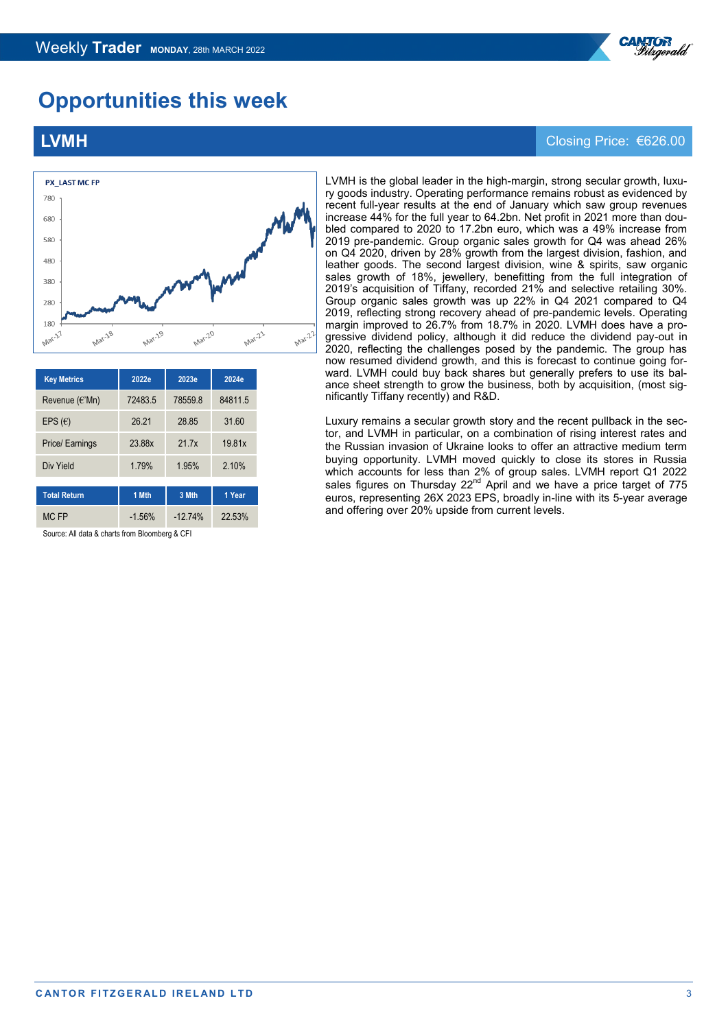# Opportunities this week

## LVMH

Closing Price: €626.00

| Key Metrics | 2022e | 2023e | 2024e |
|---|---|---|---|
| Revenue (€'Mn) | 72483.5 | 78559.8 | 84811.5 |
| EPS (€) | 26.21 | 28.85 | 31.60 |
| Price/ Earnings | 23.88x | 21.7x | 19.81x |
| Div Yield | 1.79% | 1.95% | 2.10% |

| Total Return | 1 Mth | 3 Mth | 1 Year |
|---|---|---|---|
| MC FP | -1.56% | -12.74% | 22.53% |

Source: All data & charts from Bloomberg & CFI

LVMH is the global leader in the high-margin, strong secular growth, luxury goods industry. Operating performance remains robust as evidenced by recent full-year results at the end of January which saw group revenues increase 44% for the full year to 64.2bn. Net profit in 2021 more than doubled compared to 2020 to 17.2bn euro, which was a 49% increase from 2019 pre-pandemic. Group organic sales growth for Q4 was ahead 26% on Q4 2020, driven by 28% growth from the largest division, fashion, and leather goods. The second largest division, wine & spirits, saw organic sales growth of 18%, jewellery, benefitting from the full integration of 2019's acquisition of Tiffany, recorded 21% and selective retailing 30%. Group organic sales growth was up 22% in Q4 2021 compared to Q4 2019, reflecting strong recovery ahead of pre-pandemic levels. Operating margin improved to 26.7% from 18.7% in 2020. LVMH does have a progressive dividend policy, although it did reduce the dividend pay-out in 2020, reflecting the challenges posed by the pandemic. The group has now resumed dividend growth, and this is forecast to continue going forward. LVMH could buy back shares but generally prefers to use its balance sheet strength to grow the business, both by acquisition, (most significantly Tiffany recently) and R&D.

Luxury remains a secular growth story and the recent pullback in the sector, and LVMH in particular, on a combination of rising interest rates and the Russian invasion of Ukraine looks to offer an attractive medium term buying opportunity. LVMH moved quickly to close its stores in Russia which accounts for less than 2% of group sales. LVMH report Q1 2022 sales figures on Thursday 22nd April and we have a price target of 775 euros, representing 26X 2023 EPS, broadly in-line with its 5-year average and offering over 20% upside from current levels.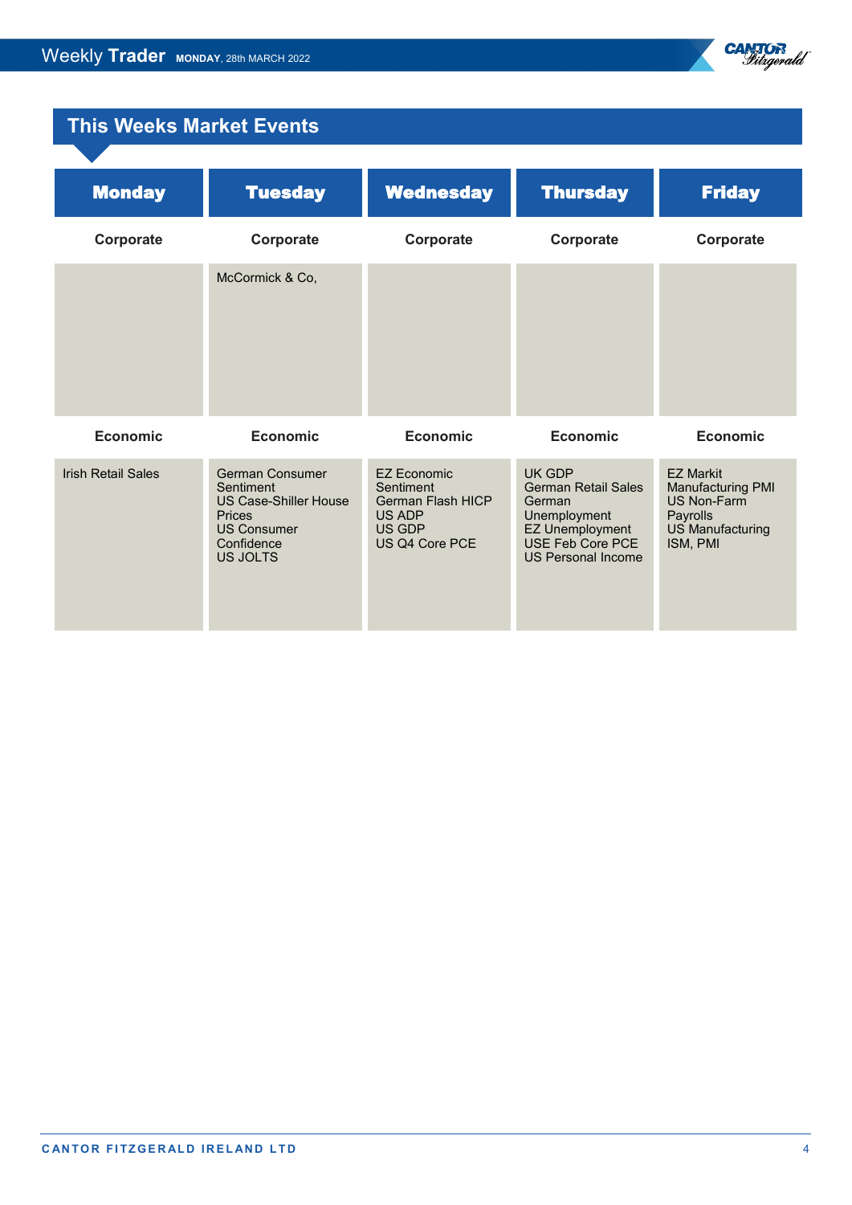## This Weeks Market Events

| Monday | Tuesday | Wednesday | Thursday | Friday |
|---|---|---|---|---|
| **Corporate** | **Corporate** | **Corporate** | **Corporate** | **Corporate** |
| | McCormick & Co, | | | |
| **Economic** | **Economic** | **Economic** | **Economic** | **Economic** |
| Irish Retail Sales | German Consumer Sentiment<br>US Case-Shiller House Prices<br>US Consumer Confidence<br>US JOLTS | EZ Economic Sentiment<br>German Flash HICP<br>US ADP<br>US GDP<br>US Q4 Core PCE | UK GDP<br>German Retail Sales<br>German Unemployment<br>EZ Unemployment<br>USE Feb Core PCE<br>US Personal Income | EZ Markit Manufacturing PMI<br>US Non-Farm Payrolls<br>US Manufacturing ISM, PMI |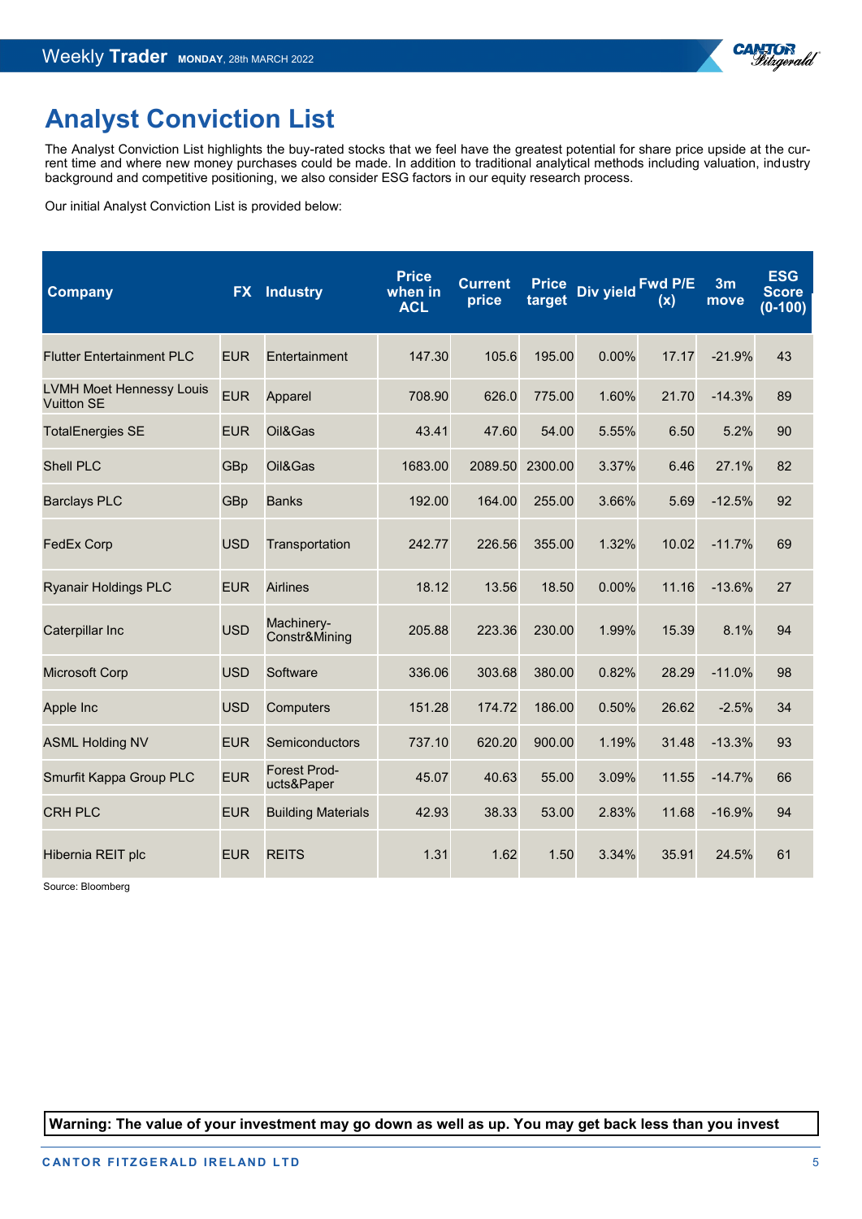# Analyst Conviction List

The Analyst Conviction List highlights the buy-rated stocks that we feel have the greatest potential for share price upside at the current time and where new money purchases could be made. In addition to traditional analytical methods including valuation, industry background and competitive positioning, we also consider ESG factors in our equity research process.

Our initial Analyst Conviction List is provided below:

| Company | FX | Industry | Price when in ACL | Current price | Price target | Div yield | Fwd P/E (x) | 3m move | ESG Score (0-100) |
|---|---|---|---|---|---|---|---|---|---|
| Flutter Entertainment PLC | EUR | Entertainment | 147.30 | 105.6 | 195.00 | 0.00% | 17.17 | -21.9% | 43 |
| LVMH Moet Hennessy Louis Vuitton SE | EUR | Apparel | 708.90 | 626.0 | 775.00 | 1.60% | 21.70 | -14.3% | 89 |
| TotalEnergies SE | EUR | Oil&Gas | 43.41 | 47.60 | 54.00 | 5.55% | 6.50 | 5.2% | 90 |
| Shell PLC | GBp | Oil&Gas | 1683.00 | 2089.50 | 2300.00 | 3.37% | 6.46 | 27.1% | 82 |
| Barclays PLC | GBp | Banks | 192.00 | 164.00 | 255.00 | 3.66% | 5.69 | -12.5% | 92 |
| FedEx Corp | USD | Transportation | 242.77 | 226.56 | 355.00 | 1.32% | 10.02 | -11.7% | 69 |
| Ryanair Holdings PLC | EUR | Airlines | 18.12 | 13.56 | 18.50 | 0.00% | 11.16 | -13.6% | 27 |
| Caterpillar Inc | USD | Machinery-Constr&Mining | 205.88 | 223.36 | 230.00 | 1.99% | 15.39 | 8.1% | 94 |
| Microsoft Corp | USD | Software | 336.06 | 303.68 | 380.00 | 0.82% | 28.29 | -11.0% | 98 |
| Apple Inc | USD | Computers | 151.28 | 174.72 | 186.00 | 0.50% | 26.62 | -2.5% | 34 |
| ASML Holding NV | EUR | Semiconductors | 737.10 | 620.20 | 900.00 | 1.19% | 31.48 | -13.3% | 93 |
| Smurfit Kappa Group PLC | EUR | Forest Products&Paper | 45.07 | 40.63 | 55.00 | 3.09% | 11.55 | -14.7% | 66 |
| CRH PLC | EUR | Building Materials | 42.93 | 38.33 | 53.00 | 2.83% | 11.68 | -16.9% | 94 |
| Hibernia REIT plc | EUR | REITS | 1.31 | 1.62 | 1.50 | 3.34% | 35.91 | 24.5% | 61 |

Source: Bloomberg

**Warning: The value of your investment may go down as well as up. You may get back less than you invest**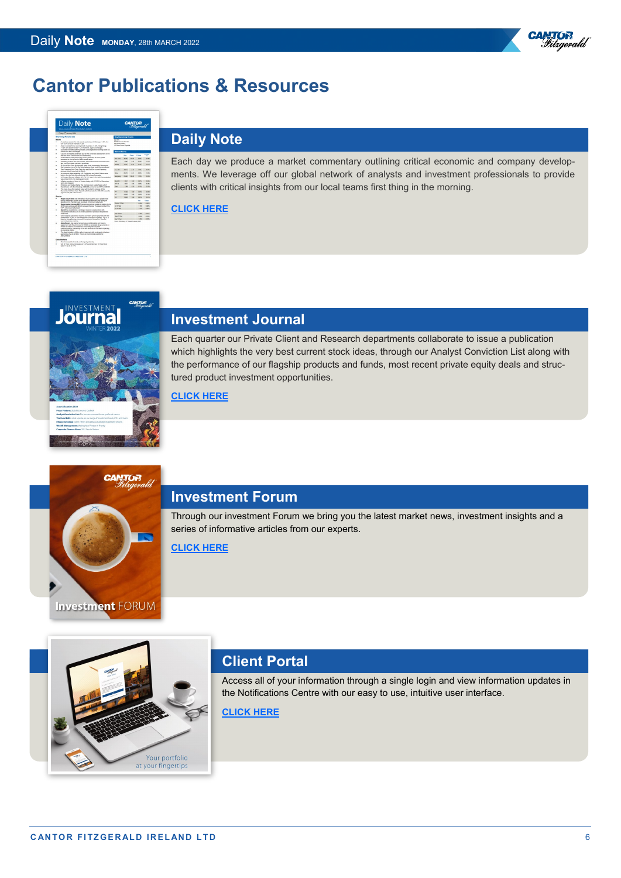# Cantor Publications & Resources

## Daily Note

Each day we produce a market commentary outlining critical economic and company developments. We leverage off our global network of analysts and investment professionals to provide clients with critical insights from our local teams first thing in the morning.

**CLICK HERE**

## Investment Journal

Each quarter our Private Client and Research departments collaborate to issue a publication which highlights the very best current stock ideas, through our Analyst Conviction List along with the performance of our flagship products and funds, most recent private equity deals and structured product investment opportunities.

**CLICK HERE**

## Investment Forum

Through our investment Forum we bring you the latest market news, investment insights and a series of informative articles from our experts.

**CLICK HERE**

## Client Portal

Access all of your information through a single login and view information updates in the Notifications Centre with our easy to use, intuitive user interface.

**CLICK HERE**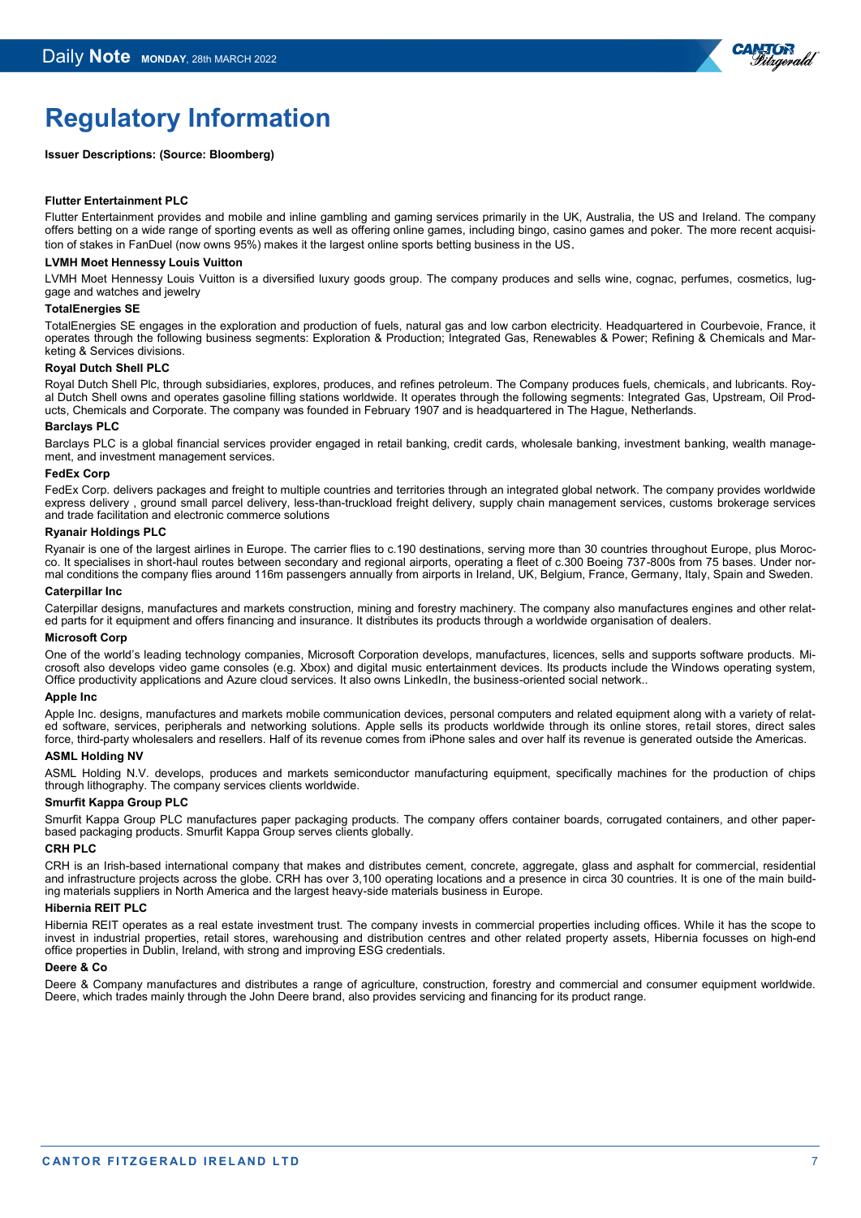# Regulatory Information

**Issuer Descriptions: (Source: Bloomberg)**

**Flutter Entertainment PLC**

Flutter Entertainment provides and mobile and inline gambling and gaming services primarily in the UK, Australia, the US and Ireland. The company offers betting on a wide range of sporting events as well as offering online games, including bingo, casino games and poker. The more recent acquisition of stakes in FanDuel (now owns 95%) makes it the largest online sports betting business in the US.

**LVMH Moet Hennessy Louis Vuitton**

LVMH Moet Hennessy Louis Vuitton is a diversified luxury goods group. The company produces and sells wine, cognac, perfumes, cosmetics, luggage and watches and jewelry

**TotalEnergies SE**

TotalEnergies SE engages in the exploration and production of fuels, natural gas and low carbon electricity. Headquartered in Courbevoie, France, it operates through the following business segments: Exploration & Production; Integrated Gas, Renewables & Power; Refining & Chemicals and Marketing & Services divisions.

**Royal Dutch Shell PLC**

Royal Dutch Shell Plc, through subsidiaries, explores, produces, and refines petroleum. The Company produces fuels, chemicals, and lubricants. Royal Dutch Shell owns and operates gasoline filling stations worldwide. It operates through the following segments: Integrated Gas, Upstream, Oil Products, Chemicals and Corporate. The company was founded in February 1907 and is headquartered in The Hague, Netherlands.

**Barclays PLC**

Barclays PLC is a global financial services provider engaged in retail banking, credit cards, wholesale banking, investment banking, wealth management, and investment management services.

**FedEx Corp**

FedEx Corp. delivers packages and freight to multiple countries and territories through an integrated global network. The company provides worldwide express delivery , ground small parcel delivery, less-than-truckload freight delivery, supply chain management services, customs brokerage services and trade facilitation and electronic commerce solutions

**Ryanair Holdings PLC**

Ryanair is one of the largest airlines in Europe. The carrier flies to c.190 destinations, serving more than 30 countries throughout Europe, plus Morocco. It specialises in short-haul routes between secondary and regional airports, operating a fleet of c.300 Boeing 737-800s from 75 bases. Under normal conditions the company flies around 116m passengers annually from airports in Ireland, UK, Belgium, France, Germany, Italy, Spain and Sweden.

**Caterpillar Inc**

Caterpillar designs, manufactures and markets construction, mining and forestry machinery. The company also manufactures engines and other related parts for it equipment and offers financing and insurance. It distributes its products through a worldwide organisation of dealers.

**Microsoft Corp**

One of the world's leading technology companies, Microsoft Corporation develops, manufactures, licences, sells and supports software products. Microsoft also develops video game consoles (e.g. Xbox) and digital music entertainment devices. Its products include the Windows operating system, Office productivity applications and Azure cloud services. It also owns LinkedIn, the business-oriented social network..

**Apple Inc**

Apple Inc. designs, manufactures and markets mobile communication devices, personal computers and related equipment along with a variety of related software, services, peripherals and networking solutions. Apple sells its products worldwide through its online stores, retail stores, direct sales force, third-party wholesalers and resellers. Half of its revenue comes from iPhone sales and over half its revenue is generated outside the Americas.

**ASML Holding NV**

ASML Holding N.V. develops, produces and markets semiconductor manufacturing equipment, specifically machines for the production of chips through lithography. The company services clients worldwide.

**Smurfit Kappa Group PLC**

Smurfit Kappa Group PLC manufactures paper packaging products. The company offers container boards, corrugated containers, and other paper-based packaging products. Smurfit Kappa Group serves clients globally.

**CRH PLC**

CRH is an Irish-based international company that makes and distributes cement, concrete, aggregate, glass and asphalt for commercial, residential and infrastructure projects across the globe. CRH has over 3,100 operating locations and a presence in circa 30 countries. It is one of the main building materials suppliers in North America and the largest heavy-side materials business in Europe.

**Hibernia REIT PLC**

Hibernia REIT operates as a real estate investment trust. The company invests in commercial properties including offices. While it has the scope to invest in industrial properties, retail stores, warehousing and distribution centres and other related property assets, Hibernia focusses on high-end office properties in Dublin, Ireland, with strong and improving ESG credentials.

**Deere & Co**

Deere & Company manufactures and distributes a range of agriculture, construction, forestry and commercial and consumer equipment worldwide. Deere, which trades mainly through the John Deere brand, also provides servicing and financing for its product range.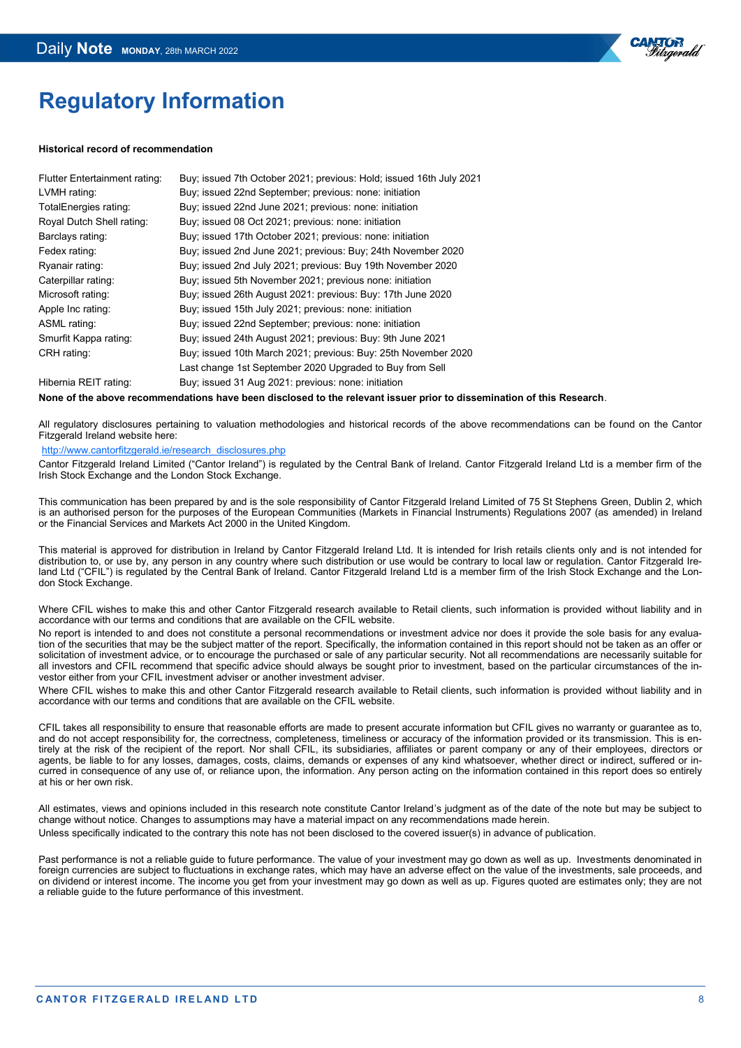# Regulatory Information

**Historical record of recommendation**

| | |
|---|---|
| Flutter Entertainment rating: | Buy; issued 7th October 2021; previous: Hold; issued 16th July 2021 |
| LVMH rating: | Buy; issued 22nd September; previous: none: initiation |
| TotalEnergies rating: | Buy; issued 22nd June 2021; previous: none: initiation |
| Royal Dutch Shell rating: | Buy; issued 08 Oct 2021; previous: none: initiation |
| Barclays rating: | Buy; issued 17th October 2021; previous: none: initiation |
| Fedex rating: | Buy; issued 2nd June 2021; previous: Buy; 24th November 2020 |
| Ryanair rating: | Buy; issued 2nd July 2021; previous: Buy 19th November 2020 |
| Caterpillar rating: | Buy; issued 5th November 2021; previous none: initiation |
| Microsoft rating: | Buy; issued 26th August 2021: previous: Buy: 17th June 2020 |
| Apple Inc rating: | Buy; issued 15th July 2021; previous: none: initiation |
| ASML rating: | Buy; issued 22nd September; previous: none: initiation |
| Smurfit Kappa rating: | Buy; issued 24th August 2021; previous: Buy: 9th June 2021 |
| CRH rating: | Buy; issued 10th March 2021; previous: Buy: 25th November 2020 |
| | Last change 1st September 2020 Upgraded to Buy from Sell |
| Hibernia REIT rating: | Buy; issued 31 Aug 2021: previous: none: initiation |

**None of the above recommendations have been disclosed to the relevant issuer prior to dissemination of this Research**.

All regulatory disclosures pertaining to valuation methodologies and historical records of the above recommendations can be found on the Cantor Fitzgerald Ireland website here:

http://www.cantorfitzgerald.ie/research_disclosures.php

Cantor Fitzgerald Ireland Limited ("Cantor Ireland") is regulated by the Central Bank of Ireland. Cantor Fitzgerald Ireland Ltd is a member firm of the Irish Stock Exchange and the London Stock Exchange.

This communication has been prepared by and is the sole responsibility of Cantor Fitzgerald Ireland Limited of 75 St Stephens Green, Dublin 2, which is an authorised person for the purposes of the European Communities (Markets in Financial Instruments) Regulations 2007 (as amended) in Ireland or the Financial Services and Markets Act 2000 in the United Kingdom.

This material is approved for distribution in Ireland by Cantor Fitzgerald Ireland Ltd. It is intended for Irish retails clients only and is not intended for distribution to, or use by, any person in any country where such distribution or use would be contrary to local law or regulation. Cantor Fitzgerald Ireland Ltd ("CFIL") is regulated by the Central Bank of Ireland. Cantor Fitzgerald Ireland Ltd is a member firm of the Irish Stock Exchange and the London Stock Exchange.

Where CFIL wishes to make this and other Cantor Fitzgerald research available to Retail clients, such information is provided without liability and in accordance with our terms and conditions that are available on the CFIL website.

No report is intended to and does not constitute a personal recommendations or investment advice nor does it provide the sole basis for any evaluation of the securities that may be the subject matter of the report. Specifically, the information contained in this report should not be taken as an offer or solicitation of investment advice, or to encourage the purchased or sale of any particular security. Not all recommendations are necessarily suitable for all investors and CFIL recommend that specific advice should always be sought prior to investment, based on the particular circumstances of the investor either from your CFIL investment adviser or another investment adviser.

Where CFIL wishes to make this and other Cantor Fitzgerald research available to Retail clients, such information is provided without liability and in accordance with our terms and conditions that are available on the CFIL website.

CFIL takes all responsibility to ensure that reasonable efforts are made to present accurate information but CFIL gives no warranty or guarantee as to, and do not accept responsibility for, the correctness, completeness, timeliness or accuracy of the information provided or its transmission. This is entirely at the risk of the recipient of the report. Nor shall CFIL, its subsidiaries, affiliates or parent company or any of their employees, directors or agents, be liable to for any losses, damages, costs, claims, demands or expenses of any kind whatsoever, whether direct or indirect, suffered or incurred in consequence of any use of, or reliance upon, the information. Any person acting on the information contained in this report does so entirely at his or her own risk.

All estimates, views and opinions included in this research note constitute Cantor Ireland's judgment as of the date of the note but may be subject to change without notice. Changes to assumptions may have a material impact on any recommendations made herein.

Unless specifically indicated to the contrary this note has not been disclosed to the covered issuer(s) in advance of publication.

Past performance is not a reliable guide to future performance. The value of your investment may go down as well as up. Investments denominated in foreign currencies are subject to fluctuations in exchange rates, which may have an adverse effect on the value of the investments, sale proceeds, and on dividend or interest income. The income you get from your investment may go down as well as up. Figures quoted are estimates only; they are not a reliable guide to the future performance of this investment.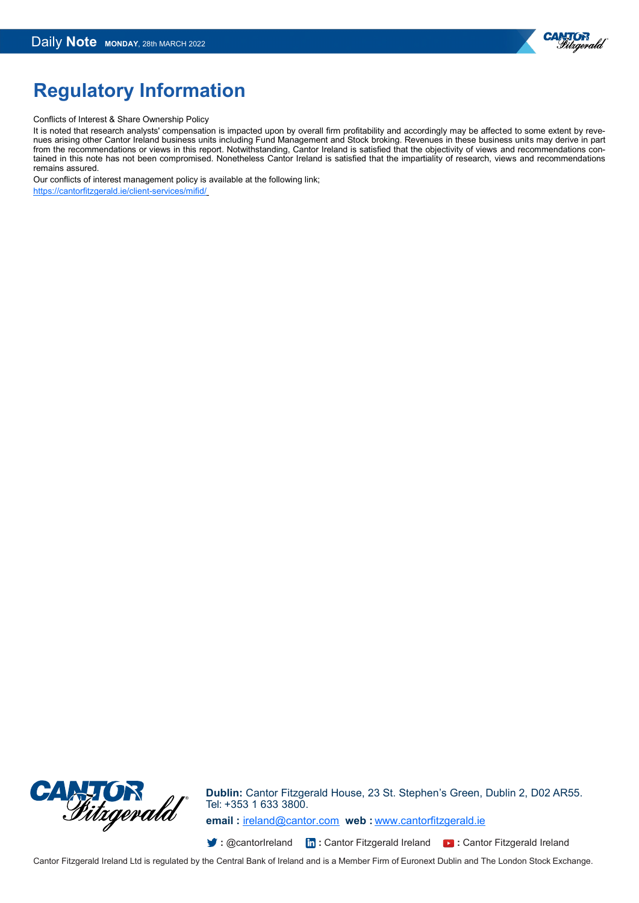# Regulatory Information

Conflicts of Interest & Share Ownership Policy

It is noted that research analysts' compensation is impacted upon by overall firm profitability and accordingly may be affected to some extent by revenues arising other Cantor Ireland business units including Fund Management and Stock broking. Revenues in these business units may derive in part from the recommendations or views in this report. Notwithstanding, Cantor Ireland is satisfied that the objectivity of views and recommendations contained in this note has not been compromised. Nonetheless Cantor Ireland is satisfied that the impartiality of research, views and recommendations remains assured.

Our conflicts of interest management policy is available at the following link;

https://cantorfitzgerald.ie/client-services/mifid/

**Dublin:** Cantor Fitzgerald House, 23 St. Stephen's Green, Dublin 2, D02 AR55.
Tel: +353 1 633 3800.

**email :** ireland@cantor.com **web :** www.cantorfitzgerald.ie

: @cantorIreland : Cantor Fitzgerald Ireland : Cantor Fitzgerald Ireland

Cantor Fitzgerald Ireland Ltd is regulated by the Central Bank of Ireland and is a Member Firm of Euronext Dublin and The London Stock Exchange.